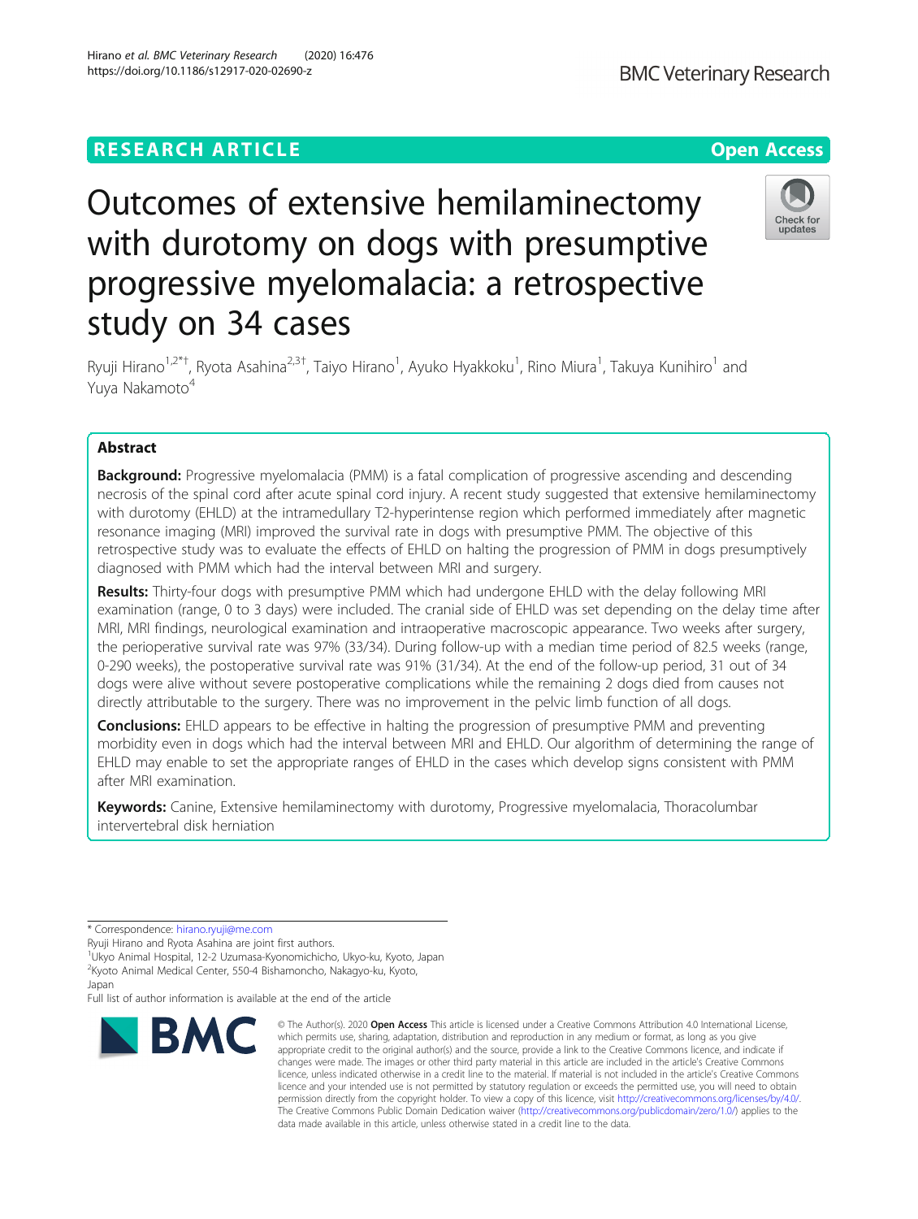RESEARCH ARTICLE

Open Access

# Outcomes of extensive hemilaminectomy with durotomy on dogs with presumptive progressive myelomalacia: a retrospective study on 34 cases

Ryuji Hirano[1,2*†], Ryota Asahina[2,3†], Taiyo Hirano[1], Ayuko Hyakkoku[1], Rino Miura[1], Takuya Kunihiro[1] and Yuya Nakamoto[4]

## Abstract

**Background:** Progressive myelomalacia (PMM) is a fatal complication of progressive ascending and descending necrosis of the spinal cord after acute spinal cord injury. A recent study suggested that extensive hemilaminectomy with durotomy (EHLD) at the intramedullary T2-hyperintense region which performed immediately after magnetic resonance imaging (MRI) improved the survival rate in dogs with presumptive PMM. The objective of this retrospective study was to evaluate the effects of EHLD on halting the progression of PMM in dogs presumptively diagnosed with PMM which had the interval between MRI and surgery.

**Results:** Thirty-four dogs with presumptive PMM which had undergone EHLD with the delay following MRI examination (range, 0 to 3 days) were included. The cranial side of EHLD was set depending on the delay time after MRI, MRI findings, neurological examination and intraoperative macroscopic appearance. Two weeks after surgery, the perioperative survival rate was 97% (33/34). During follow-up with a median time period of 82.5 weeks (range, 0-290 weeks), the postoperative survival rate was 91% (31/34). At the end of the follow-up period, 31 out of 34 dogs were alive without severe postoperative complications while the remaining 2 dogs died from causes not directly attributable to the surgery. There was no improvement in the pelvic limb function of all dogs.

**Conclusions:** EHLD appears to be effective in halting the progression of presumptive PMM and preventing morbidity even in dogs which had the interval between MRI and EHLD. Our algorithm of determining the range of EHLD may enable to set the appropriate ranges of EHLD in the cases which develop signs consistent with PMM after MRI examination.

**Keywords:** Canine, Extensive hemilaminectomy with durotomy, Progressive myelomalacia, Thoracolumbar intervertebral disk herniation

---

* Correspondence: hirano.ryuji@me.com

Ryuji Hirano and Ryota Asahina are joint first authors.

[1]Ukyo Animal Hospital, 12-2 Uzumasa-Kyonomichicho, Ukyo-ku, Kyoto, Japan

[2]Kyoto Animal Medical Center, 550-4 Bishamoncho, Nakagyo-ku, Kyoto, Japan

Full list of author information is available at the end of the article

© The Author(s). 2020 **Open Access** This article is licensed under a Creative Commons Attribution 4.0 International License, which permits use, sharing, adaptation, distribution and reproduction in any medium or format, as long as you give appropriate credit to the original author(s) and the source, provide a link to the Creative Commons licence, and indicate if changes were made. The images or other third party material in this article are included in the article's Creative Commons licence, unless indicated otherwise in a credit line to the material. If material is not included in the article's Creative Commons licence and your intended use is not permitted by statutory regulation or exceeds the permitted use, you will need to obtain permission directly from the copyright holder. To view a copy of this licence, visit http://creativecommons.org/licenses/by/4.0/. The Creative Commons Public Domain Dedication waiver (http://creativecommons.org/publicdomain/zero/1.0/) applies to the data made available in this article, unless otherwise stated in a credit line to the data.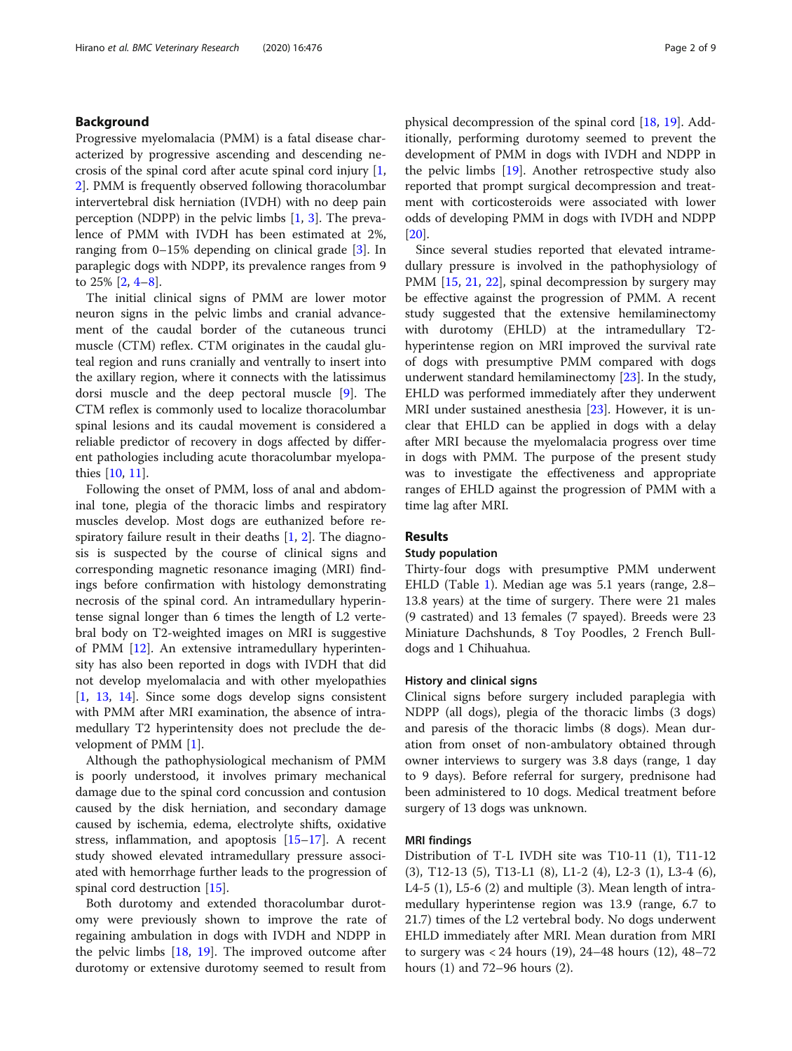## Background

Progressive myelomalacia (PMM) is a fatal disease characterized by progressive ascending and descending necrosis of the spinal cord after acute spinal cord injury [1, 2]. PMM is frequently observed following thoracolumbar intervertebral disk herniation (IVDH) with no deep pain perception (NDPP) in the pelvic limbs [1, 3]. The prevalence of PMM with IVDH has been estimated at 2%, ranging from 0–15% depending on clinical grade [3]. In paraplegic dogs with NDPP, its prevalence ranges from 9 to 25% [2, 4–8].

The initial clinical signs of PMM are lower motor neuron signs in the pelvic limbs and cranial advancement of the caudal border of the cutaneous trunci muscle (CTM) reflex. CTM originates in the caudal gluteal region and runs cranially and ventrally to insert into the axillary region, where it connects with the latissimus dorsi muscle and the deep pectoral muscle [9]. The CTM reflex is commonly used to localize thoracolumbar spinal lesions and its caudal movement is considered a reliable predictor of recovery in dogs affected by different pathologies including acute thoracolumbar myelopathies [10, 11].

Following the onset of PMM, loss of anal and abdominal tone, plegia of the thoracic limbs and respiratory muscles develop. Most dogs are euthanized before respiratory failure result in their deaths [1, 2]. The diagnosis is suspected by the course of clinical signs and corresponding magnetic resonance imaging (MRI) findings before confirmation with histology demonstrating necrosis of the spinal cord. An intramedullary hyperintense signal longer than 6 times the length of L2 vertebral body on T2-weighted images on MRI is suggestive of PMM [12]. An extensive intramedullary hyperintensity has also been reported in dogs with IVDH that did not develop myelomalacia and with other myelopathies [1, 13, 14]. Since some dogs develop signs consistent with PMM after MRI examination, the absence of intramedullary T2 hyperintensity does not preclude the development of PMM [1].

Although the pathophysiological mechanism of PMM is poorly understood, it involves primary mechanical damage due to the spinal cord concussion and contusion caused by the disk herniation, and secondary damage caused by ischemia, edema, electrolyte shifts, oxidative stress, inflammation, and apoptosis [15–17]. A recent study showed elevated intramedullary pressure associated with hemorrhage further leads to the progression of spinal cord destruction [15].

Both durotomy and extended thoracolumbar durotomy were previously shown to improve the rate of regaining ambulation in dogs with IVDH and NDPP in the pelvic limbs [18, 19]. The improved outcome after durotomy or extensive durotomy seemed to result from physical decompression of the spinal cord [18, 19]. Additionally, performing durotomy seemed to prevent the development of PMM in dogs with IVDH and NDPP in the pelvic limbs [19]. Another retrospective study also reported that prompt surgical decompression and treatment with corticosteroids were associated with lower odds of developing PMM in dogs with IVDH and NDPP [20].

Since several studies reported that elevated intramedullary pressure is involved in the pathophysiology of PMM [15, 21, 22], spinal decompression by surgery may be effective against the progression of PMM. A recent study suggested that the extensive hemilaminectomy with durotomy (EHLD) at the intramedullary T2-hyperintense region on MRI improved the survival rate of dogs with presumptive PMM compared with dogs underwent standard hemilaminectomy [23]. In the study, EHLD was performed immediately after they underwent MRI under sustained anesthesia [23]. However, it is unclear that EHLD can be applied in dogs with a delay after MRI because the myelomalacia progress over time in dogs with PMM. The purpose of the present study was to investigate the effectiveness and appropriate ranges of EHLD against the progression of PMM with a time lag after MRI.

## Results

### Study population

Thirty-four dogs with presumptive PMM underwent EHLD (Table 1). Median age was 5.1 years (range, 2.8–13.8 years) at the time of surgery. There were 21 males (9 castrated) and 13 females (7 spayed). Breeds were 23 Miniature Dachshunds, 8 Toy Poodles, 2 French Bulldogs and 1 Chihuahua.

### History and clinical signs

Clinical signs before surgery included paraplegia with NDPP (all dogs), plegia of the thoracic limbs (3 dogs) and paresis of the thoracic limbs (8 dogs). Mean duration from onset of non-ambulatory obtained through owner interviews to surgery was 3.8 days (range, 1 day to 9 days). Before referral for surgery, prednisone had been administered to 10 dogs. Medical treatment before surgery of 13 dogs was unknown.

### MRI findings

Distribution of T-L IVDH site was T10-11 (1), T11-12 (3), T12-13 (5), T13-L1 (8), L1-2 (4), L2-3 (1), L3-4 (6), L4-5 (1), L5-6 (2) and multiple (3). Mean length of intramedullary hyperintense region was 13.9 (range, 6.7 to 21.7) times of the L2 vertebral body. No dogs underwent EHLD immediately after MRI. Mean duration from MRI to surgery was < 24 hours (19), 24–48 hours (12), 48–72 hours (1) and 72–96 hours (2).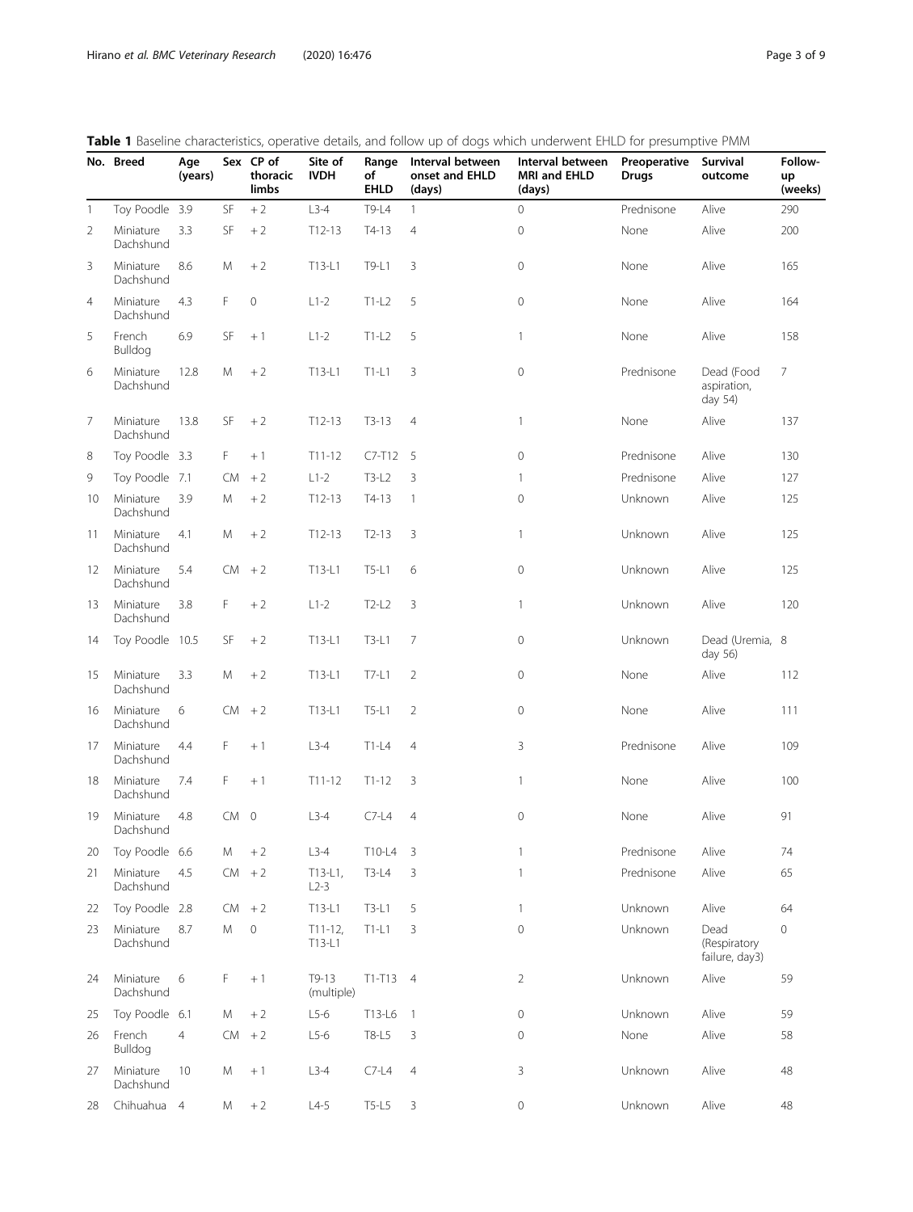**Table 1** Baseline characteristics, operative details, and follow up of dogs which underwent EHLD for presumptive PMM

| No. | Breed | Age (years) | Sex | CP of thoracic limbs | Site of IVDH | Range of EHLD | Interval between onset and EHLD (days) | Interval between MRI and EHLD (days) | Preoperative Drugs | Survival outcome | Follow-up (weeks) |
|---|---|---|---|---|---|---|---|---|---|---|---|
| 1 | Toy Poodle | 3.9 | SF | + 2 | L3-4 | T9-L4 | 1 | 0 | Prednisone | Alive | 290 |
| 2 | Miniature Dachshund | 3.3 | SF | + 2 | T12-13 | T4-13 | 4 | 0 | None | Alive | 200 |
| 3 | Miniature Dachshund | 8.6 | M | + 2 | T13-L1 | T9-L1 | 3 | 0 | None | Alive | 165 |
| 4 | Miniature Dachshund | 4.3 | F | 0 | L1-2 | T1-L2 | 5 | 0 | None | Alive | 164 |
| 5 | French Bulldog | 6.9 | SF | + 1 | L1-2 | T1-L2 | 5 | 1 | None | Alive | 158 |
| 6 | Miniature Dachshund | 12.8 | M | + 2 | T13-L1 | T1-L1 | 3 | 0 | Prednisone | Dead (Food aspiration, day 54) | 7 |
| 7 | Miniature Dachshund | 13.8 | SF | + 2 | T12-13 | T3-13 | 4 | 1 | None | Alive | 137 |
| 8 | Toy Poodle | 3.3 | F | + 1 | T11-12 | C7-T12 | 5 | 0 | Prednisone | Alive | 130 |
| 9 | Toy Poodle | 7.1 | CM | + 2 | L1-2 | T3-L2 | 3 | 1 | Prednisone | Alive | 127 |
| 10 | Miniature Dachshund | 3.9 | M | + 2 | T12-13 | T4-13 | 1 | 0 | Unknown | Alive | 125 |
| 11 | Miniature Dachshund | 4.1 | M | + 2 | T12-13 | T2-13 | 3 | 1 | Unknown | Alive | 125 |
| 12 | Miniature Dachshund | 5.4 | CM | + 2 | T13-L1 | T5-L1 | 6 | 0 | Unknown | Alive | 125 |
| 13 | Miniature Dachshund | 3.8 | F | + 2 | L1-2 | T2-L2 | 3 | 1 | Unknown | Alive | 120 |
| 14 | Toy Poodle | 10.5 | SF | + 2 | T13-L1 | T3-L1 | 7 | 0 | Unknown | Dead (Uremia, day 56) | 8 |
| 15 | Miniature Dachshund | 3.3 | M | + 2 | T13-L1 | T7-L1 | 2 | 0 | None | Alive | 112 |
| 16 | Miniature Dachshund | 6 | CM | + 2 | T13-L1 | T5-L1 | 2 | 0 | None | Alive | 111 |
| 17 | Miniature Dachshund | 4.4 | F | + 1 | L3-4 | T1-L4 | 4 | 3 | Prednisone | Alive | 109 |
| 18 | Miniature Dachshund | 7.4 | F | + 1 | T11-12 | T1-12 | 3 | 1 | None | Alive | 100 |
| 19 | Miniature Dachshund | 4.8 | CM | 0 | L3-4 | C7-L4 | 4 | 0 | None | Alive | 91 |
| 20 | Toy Poodle | 6.6 | M | + 2 | L3-4 | T10-L4 | 3 | 1 | Prednisone | Alive | 74 |
| 21 | Miniature Dachshund | 4.5 | CM | + 2 | T13-L1, L2-3 | T3-L4 | 3 | 1 | Prednisone | Alive | 65 |
| 22 | Toy Poodle | 2.8 | CM | + 2 | T13-L1 | T3-L1 | 5 | 1 | Unknown | Alive | 64 |
| 23 | Miniature Dachshund | 8.7 | M | 0 | T11-12, T13-L1 | T1-L1 | 3 | 0 | Unknown | Dead (Respiratory failure, day3) | 0 |
| 24 | Miniature Dachshund | 6 | F | + 1 | T9-13 (multiple) | T1-T13 | 4 | 2 | Unknown | Alive | 59 |
| 25 | Toy Poodle | 6.1 | M | + 2 | L5-6 | T13-L6 | 1 | 0 | Unknown | Alive | 59 |
| 26 | French Bulldog | 4 | CM | + 2 | L5-6 | T8-L5 | 3 | 0 | None | Alive | 58 |
| 27 | Miniature Dachshund | 10 | M | + 1 | L3-4 | C7-L4 | 4 | 3 | Unknown | Alive | 48 |
| 28 | Chihuahua | 4 | M | + 2 | L4-5 | T5-L5 | 3 | 0 | Unknown | Alive | 48 |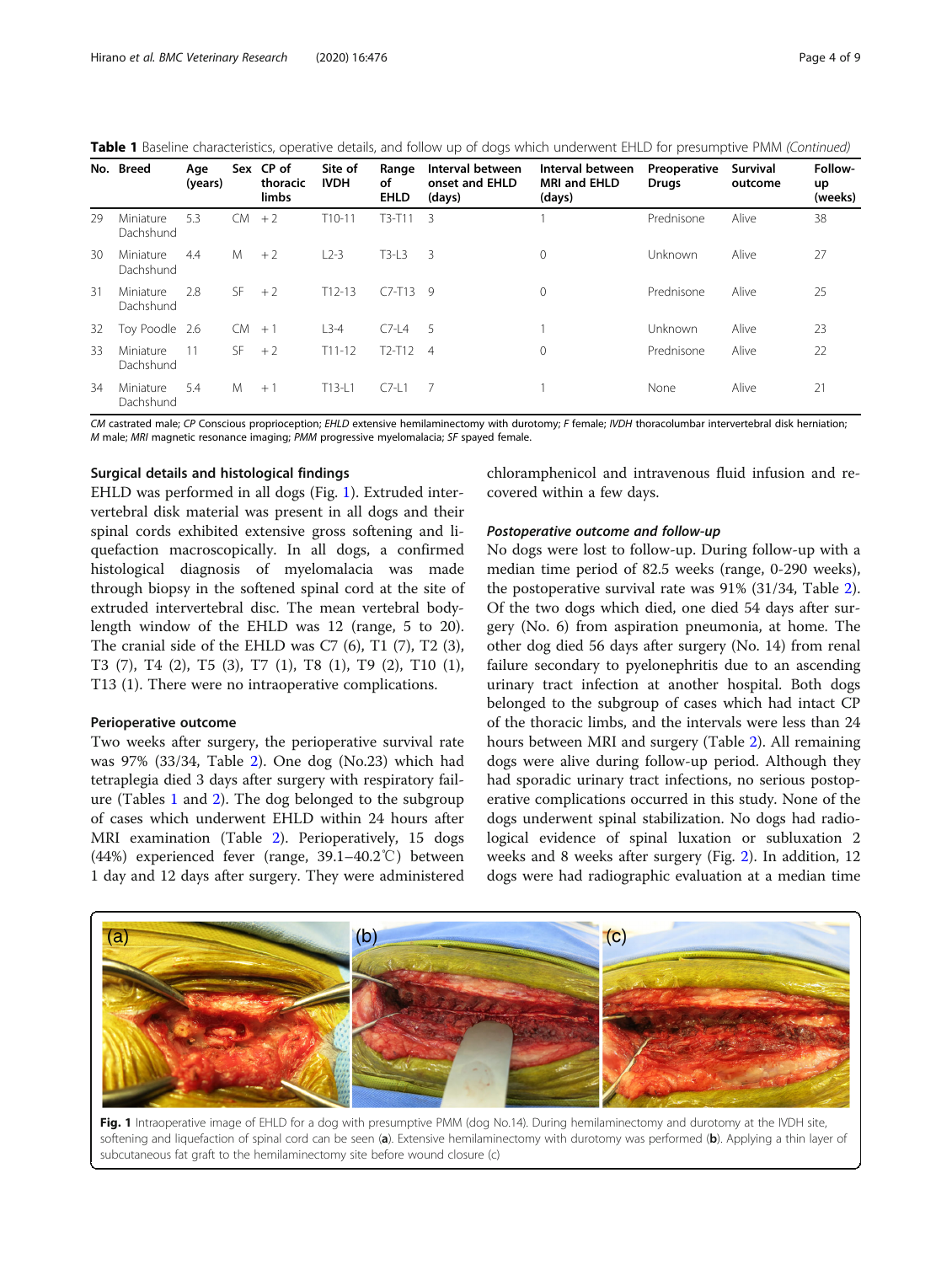**Table 1** Baseline characteristics, operative details, and follow up of dogs which underwent EHLD for presumptive PMM *(Continued)*

| No. | Breed | Age (years) | Sex | CP of thoracic limbs | Site of IVDH | Range of EHLD | Interval between onset and EHLD (days) | Interval between MRI and EHLD (days) | Preoperative Drugs | Survival outcome | Follow-up (weeks) |
|---|---|---|---|---|---|---|---|---|---|---|---|
| 29 | Miniature Dachshund | 5.3 | CM | + 2 | T10-11 | T3-T11 | 3 | 1 | Prednisone | Alive | 38 |
| 30 | Miniature Dachshund | 4.4 | M | + 2 | L2-3 | T3-L3 | 3 | 0 | Unknown | Alive | 27 |
| 31 | Miniature Dachshund | 2.8 | SF | + 2 | T12-13 | C7-T13 | 9 | 0 | Prednisone | Alive | 25 |
| 32 | Toy Poodle | 2.6 | CM | + 1 | L3-4 | C7-L4 | 5 | 1 | Unknown | Alive | 23 |
| 33 | Miniature Dachshund | 11 | SF | + 2 | T11-12 | T2-T12 | 4 | 0 | Prednisone | Alive | 22 |
| 34 | Miniature Dachshund | 5.4 | M | + 1 | T13-L1 | C7-L1 | 7 | 1 | None | Alive | 21 |

*CM* castrated male; *CP* Conscious proprioception; *EHLD* extensive hemilaminectomy with durotomy; *F* female; *IVDH* thoracolumbar intervertebral disk herniation; *M* male; *MRI* magnetic resonance imaging; *PMM* progressive myelomalacia; *SF* spayed female.

### Surgical details and histological findings

EHLD was performed in all dogs (Fig. 1). Extruded intervertebral disk material was present in all dogs and their spinal cords exhibited extensive gross softening and liquefaction macroscopically. In all dogs, a confirmed histological diagnosis of myelomalacia was made through biopsy in the softened spinal cord at the site of extruded intervertebral disc. The mean vertebral body-length window of the EHLD was 12 (range, 5 to 20). The cranial side of the EHLD was C7 (6), T1 (7), T2 (3), T3 (7), T4 (2), T5 (3), T7 (1), T8 (1), T9 (2), T10 (1), T13 (1). There were no intraoperative complications.

### Perioperative outcome

Two weeks after surgery, the perioperative survival rate was 97% (33/34, Table 2). One dog (No.23) which had tetraplegia died 3 days after surgery with respiratory failure (Tables 1 and 2). The dog belonged to the subgroup of cases which underwent EHLD within 24 hours after MRI examination (Table 2). Perioperatively, 15 dogs (44%) experienced fever (range, 39.1–40.2℃) between 1 day and 12 days after surgery. They were administered chloramphenicol and intravenous fluid infusion and recovered within a few days.

#### *Postoperative outcome and follow-up*

No dogs were lost to follow-up. During follow-up with a median time period of 82.5 weeks (range, 0-290 weeks), the postoperative survival rate was 91% (31/34, Table 2). Of the two dogs which died, one died 54 days after surgery (No. 6) from aspiration pneumonia, at home. The other dog died 56 days after surgery (No. 14) from renal failure secondary to pyelonephritis due to an ascending urinary tract infection at another hospital. Both dogs belonged to the subgroup of cases which had intact CP of the thoracic limbs, and the intervals were less than 24 hours between MRI and surgery (Table 2). All remaining dogs were alive during follow-up period. Although they had sporadic urinary tract infections, no serious postoperative complications occurred in this study. None of the dogs underwent spinal stabilization. No dogs had radiological evidence of spinal luxation or subluxation 2 weeks and 8 weeks after surgery (Fig. 2). In addition, 12 dogs were had radiographic evaluation at a median time

**Fig. 1** Intraoperative image of EHLD for a dog with presumptive PMM (dog No.14). During hemilaminectomy and durotomy at the IVDH site, softening and liquefaction of spinal cord can be seen (**a**). Extensive hemilaminectomy with durotomy was performed (**b**). Applying a thin layer of subcutaneous fat graft to the hemilaminectomy site before wound closure (c)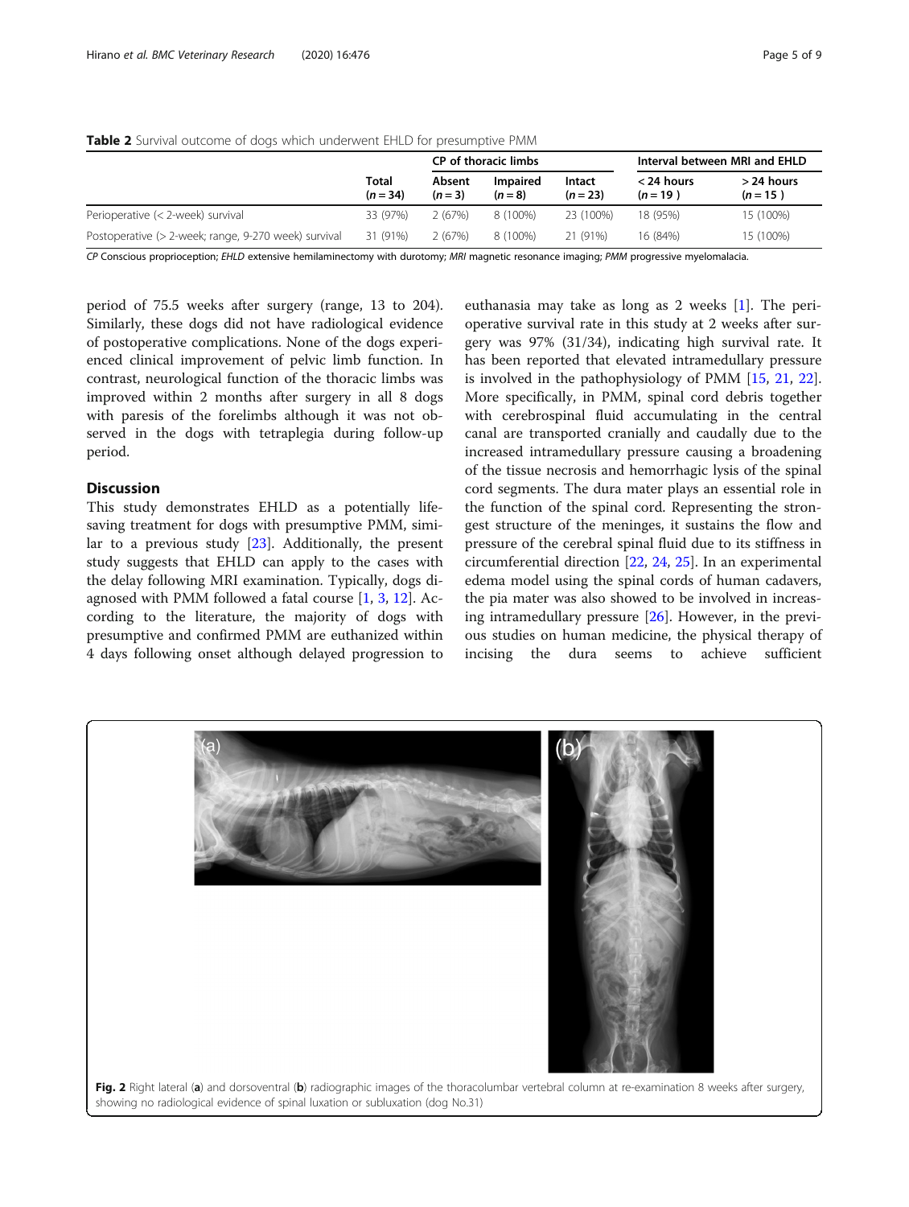**Table 2** Survival outcome of dogs which underwent EHLD for presumptive PMM

| | Total ($n = 34$) | CP of thoracic limbs | | | Interval between MRI and EHLD | |
|---|---|---|---|---|---|---|
| | | Absent ($n = 3$) | Impaired ($n = 8$) | Intact ($n = 23$) | < 24 hours ($n = 19$) | > 24 hours ($n = 15$) |
| Perioperative (< 2-week) survival | 33 (97%) | 2 (67%) | 8 (100%) | 23 (100%) | 18 (95%) | 15 (100%) |
| Postoperative (> 2-week; range, 9-270 week) survival | 31 (91%) | 2 (67%) | 8 (100%) | 21 (91%) | 16 (84%) | 15 (100%) |

*CP* Conscious proprioception; *EHLD* extensive hemilaminectomy with durotomy; *MRI* magnetic resonance imaging; *PMM* progressive myelomalacia.

period of 75.5 weeks after surgery (range, 13 to 204). Similarly, these dogs did not have radiological evidence of postoperative complications. None of the dogs experienced clinical improvement of pelvic limb function. In contrast, neurological function of the thoracic limbs was improved within 2 months after surgery in all 8 dogs with paresis of the forelimbs although it was not observed in the dogs with tetraplegia during follow-up period.

## Discussion

This study demonstrates EHLD as a potentially life-saving treatment for dogs with presumptive PMM, similar to a previous study [23]. Additionally, the present study suggests that EHLD can apply to the cases with the delay following MRI examination. Typically, dogs diagnosed with PMM followed a fatal course [1, 3, 12]. According to the literature, the majority of dogs with presumptive and confirmed PMM are euthanized within 4 days following onset although delayed progression to euthanasia may take as long as 2 weeks [1]. The perioperative survival rate in this study at 2 weeks after surgery was 97% (31/34), indicating high survival rate. It has been reported that elevated intramedullary pressure is involved in the pathophysiology of PMM [15, 21, 22]. More specifically, in PMM, spinal cord debris together with cerebrospinal fluid accumulating in the central canal are transported cranially and caudally due to the increased intramedullary pressure causing a broadening of the tissue necrosis and hemorrhagic lysis of the spinal cord segments. The dura mater plays an essential role in the function of the spinal cord. Representing the strongest structure of the meninges, it sustains the flow and pressure of the cerebral spinal fluid due to its stiffness in circumferential direction [22, 24, 25]. In an experimental edema model using the spinal cords of human cadavers, the pia mater was also showed to be involved in increasing intramedullary pressure [26]. However, in the previous studies on human medicine, the physical therapy of incising the dura seems to achieve sufficient

**Fig. 2** Right lateral (**a**) and dorsoventral (**b**) radiographic images of the thoracolumbar vertebral column at re-examination 8 weeks after surgery, showing no radiological evidence of spinal luxation or subluxation (dog No.31)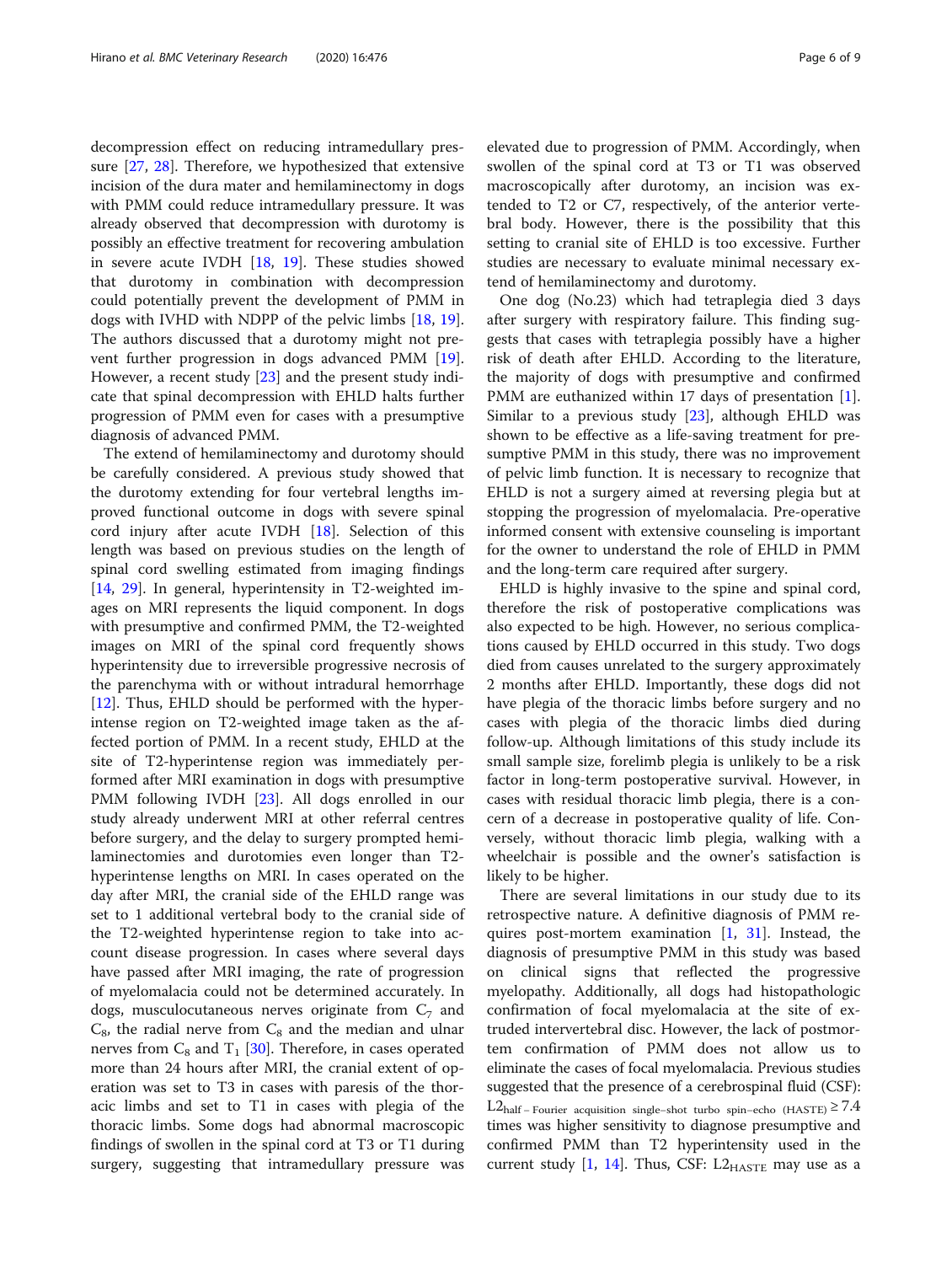decompression effect on reducing intramedullary pressure [27, 28]. Therefore, we hypothesized that extensive incision of the dura mater and hemilaminectomy in dogs with PMM could reduce intramedullary pressure. It was already observed that decompression with durotomy is possibly an effective treatment for recovering ambulation in severe acute IVDH [18, 19]. These studies showed that durotomy in combination with decompression could potentially prevent the development of PMM in dogs with IVHD with NDPP of the pelvic limbs [18, 19]. The authors discussed that a durotomy might not prevent further progression in dogs advanced PMM [19]. However, a recent study [23] and the present study indicate that spinal decompression with EHLD halts further progression of PMM even for cases with a presumptive diagnosis of advanced PMM.

The extend of hemilaminectomy and durotomy should be carefully considered. A previous study showed that the durotomy extending for four vertebral lengths improved functional outcome in dogs with severe spinal cord injury after acute IVDH [18]. Selection of this length was based on previous studies on the length of spinal cord swelling estimated from imaging findings [14, 29]. In general, hyperintensity in T2-weighted images on MRI represents the liquid component. In dogs with presumptive and confirmed PMM, the T2-weighted images on MRI of the spinal cord frequently shows hyperintensity due to irreversible progressive necrosis of the parenchyma with or without intradural hemorrhage [12]. Thus, EHLD should be performed with the hyperintense region on T2-weighted image taken as the affected portion of PMM. In a recent study, EHLD at the site of T2-hyperintense region was immediately performed after MRI examination in dogs with presumptive PMM following IVDH [23]. All dogs enrolled in our study already underwent MRI at other referral centres before surgery, and the delay to surgery prompted hemilaminectomies and durotomies even longer than T2-hyperintense lengths on MRI. In cases operated on the day after MRI, the cranial side of the EHLD range was set to 1 additional vertebral body to the cranial side of the T2-weighted hyperintense region to take into account disease progression. In cases where several days have passed after MRI imaging, the rate of progression of myelomalacia could not be determined accurately. In dogs, musculocutaneous nerves originate from $C_7$ and $C_8$, the radial nerve from $C_8$ and the median and ulnar nerves from $C_8$ and $T_1$ [30]. Therefore, in cases operated more than 24 hours after MRI, the cranial extent of operation was set to T3 in cases with paresis of the thoracic limbs and set to T1 in cases with plegia of the thoracic limbs. Some dogs had abnormal macroscopic findings of swollen in the spinal cord at T3 or T1 during surgery, suggesting that intramedullary pressure was elevated due to progression of PMM. Accordingly, when swollen of the spinal cord at T3 or T1 was observed macroscopically after durotomy, an incision was extended to T2 or C7, respectively, of the anterior vertebral body. However, there is the possibility that this setting to cranial site of EHLD is too excessive. Further studies are necessary to evaluate minimal necessary extend of hemilaminectomy and durotomy.

One dog (No.23) which had tetraplegia died 3 days after surgery with respiratory failure. This finding suggests that cases with tetraplegia possibly have a higher risk of death after EHLD. According to the literature, the majority of dogs with presumptive and confirmed PMM are euthanized within 17 days of presentation [1]. Similar to a previous study [23], although EHLD was shown to be effective as a life-saving treatment for presumptive PMM in this study, there was no improvement of pelvic limb function. It is necessary to recognize that EHLD is not a surgery aimed at reversing plegia but at stopping the progression of myelomalacia. Pre-operative informed consent with extensive counseling is important for the owner to understand the role of EHLD in PMM and the long-term care required after surgery.

EHLD is highly invasive to the spine and spinal cord, therefore the risk of postoperative complications was also expected to be high. However, no serious complications caused by EHLD occurred in this study. Two dogs died from causes unrelated to the surgery approximately 2 months after EHLD. Importantly, these dogs did not have plegia of the thoracic limbs before surgery and no cases with plegia of the thoracic limbs died during follow-up. Although limitations of this study include its small sample size, forelimb plegia is unlikely to be a risk factor in long-term postoperative survival. However, in cases with residual thoracic limb plegia, there is a concern of a decrease in postoperative quality of life. Conversely, without thoracic limb plegia, walking with a wheelchair is possible and the owner's satisfaction is likely to be higher.

There are several limitations in our study due to its retrospective nature. A definitive diagnosis of PMM requires post-mortem examination [1, 31]. Instead, the diagnosis of presumptive PMM in this study was based on clinical signs that reflected the progressive myelopathy. Additionally, all dogs had histopathologic confirmation of focal myelomalacia at the site of extruded intervertebral disc. However, the lack of postmortem confirmation of PMM does not allow us to eliminate the cases of focal myelomalacia. Previous studies suggested that the presence of a cerebrospinal fluid (CSF): $L2_{\text{half}-\text{Fourier acquisition single}-\text{shot turbo spin}-\text{echo (HASTE)}} \geq 7.4$ times was higher sensitivity to diagnose presumptive and confirmed PMM than T2 hyperintensity used in the current study [1, 14]. Thus, CSF: $L2_{\text{HASTE}}$ may use as a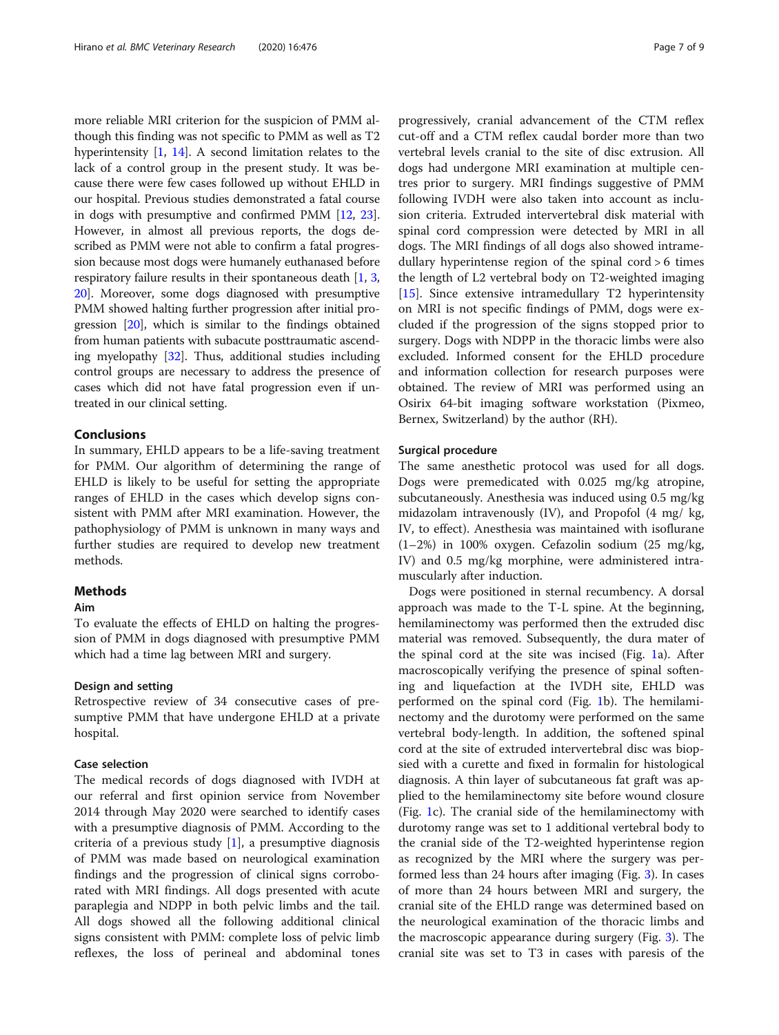more reliable MRI criterion for the suspicion of PMM although this finding was not specific to PMM as well as T2 hyperintensity [1, 14]. A second limitation relates to the lack of a control group in the present study. It was because there were few cases followed up without EHLD in our hospital. Previous studies demonstrated a fatal course in dogs with presumptive and confirmed PMM [12, 23]. However, in almost all previous reports, the dogs described as PMM were not able to confirm a fatal progression because most dogs were humanely euthanased before respiratory failure results in their spontaneous death [1, 3, 20]. Moreover, some dogs diagnosed with presumptive PMM showed halting further progression after initial progression [20], which is similar to the findings obtained from human patients with subacute posttraumatic ascending myelopathy [32]. Thus, additional studies including control groups are necessary to address the presence of cases which did not have fatal progression even if untreated in our clinical setting.

## Conclusions

In summary, EHLD appears to be a life-saving treatment for PMM. Our algorithm of determining the range of EHLD is likely to be useful for setting the appropriate ranges of EHLD in the cases which develop signs consistent with PMM after MRI examination. However, the pathophysiology of PMM is unknown in many ways and further studies are required to develop new treatment methods.

## Methods

### Aim

To evaluate the effects of EHLD on halting the progression of PMM in dogs diagnosed with presumptive PMM which had a time lag between MRI and surgery.

### Design and setting

Retrospective review of 34 consecutive cases of presumptive PMM that have undergone EHLD at a private hospital.

### Case selection

The medical records of dogs diagnosed with IVDH at our referral and first opinion service from November 2014 through May 2020 were searched to identify cases with a presumptive diagnosis of PMM. According to the criteria of a previous study [1], a presumptive diagnosis of PMM was made based on neurological examination findings and the progression of clinical signs corroborated with MRI findings. All dogs presented with acute paraplegia and NDPP in both pelvic limbs and the tail. All dogs showed all the following additional clinical signs consistent with PMM: complete loss of pelvic limb reflexes, the loss of perineal and abdominal tones progressively, cranial advancement of the CTM reflex cut-off and a CTM reflex caudal border more than two vertebral levels cranial to the site of disc extrusion. All dogs had undergone MRI examination at multiple centres prior to surgery. MRI findings suggestive of PMM following IVDH were also taken into account as inclusion criteria. Extruded intervertebral disk material with spinal cord compression were detected by MRI in all dogs. The MRI findings of all dogs also showed intramedullary hyperintense region of the spinal cord > 6 times the length of L2 vertebral body on T2-weighted imaging [15]. Since extensive intramedullary T2 hyperintensity on MRI is not specific findings of PMM, dogs were excluded if the progression of the signs stopped prior to surgery. Dogs with NDPP in the thoracic limbs were also excluded. Informed consent for the EHLD procedure and information collection for research purposes were obtained. The review of MRI was performed using an Osirix 64-bit imaging software workstation (Pixmeo, Bernex, Switzerland) by the author (RH).

### Surgical procedure

The same anesthetic protocol was used for all dogs. Dogs were premedicated with 0.025 mg/kg atropine, subcutaneously. Anesthesia was induced using 0.5 mg/kg midazolam intravenously (IV), and Propofol (4 mg/ kg, IV, to effect). Anesthesia was maintained with isoflurane (1–2%) in 100% oxygen. Cefazolin sodium (25 mg/kg, IV) and 0.5 mg/kg morphine, were administered intramuscularly after induction.

Dogs were positioned in sternal recumbency. A dorsal approach was made to the T-L spine. At the beginning, hemilaminectomy was performed then the extruded disc material was removed. Subsequently, the dura mater of the spinal cord at the site was incised (Fig. 1a). After macroscopically verifying the presence of spinal softening and liquefaction at the IVDH site, EHLD was performed on the spinal cord (Fig. 1b). The hemilaminectomy and the durotomy were performed on the same vertebral body-length. In addition, the softened spinal cord at the site of extruded intervertebral disc was biopsied with a curette and fixed in formalin for histological diagnosis. A thin layer of subcutaneous fat graft was applied to the hemilaminectomy site before wound closure (Fig. 1c). The cranial side of the hemilaminectomy with durotomy range was set to 1 additional vertebral body to the cranial side of the T2-weighted hyperintense region as recognized by the MRI where the surgery was performed less than 24 hours after imaging (Fig. 3). In cases of more than 24 hours between MRI and surgery, the cranial site of the EHLD range was determined based on the neurological examination of the thoracic limbs and the macroscopic appearance during surgery (Fig. 3). The cranial site was set to T3 in cases with paresis of the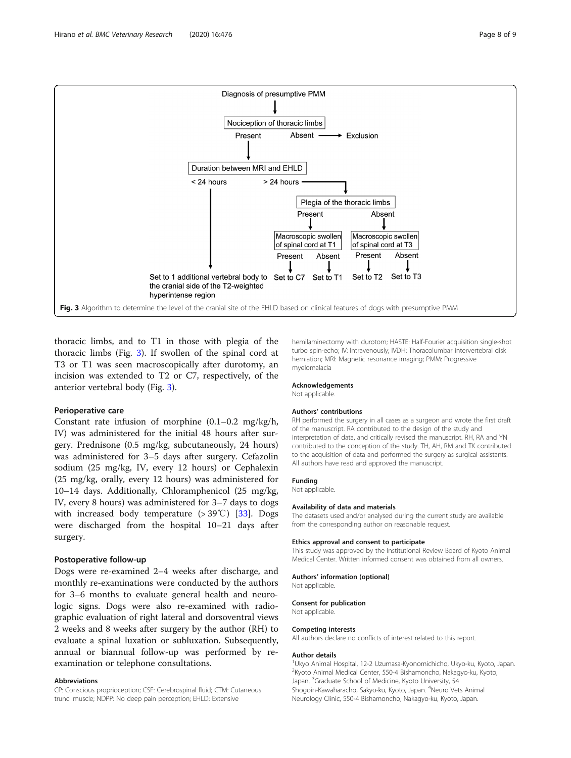Diagnosis of presumptive PMM

Nociception of thoracic limbs: Present → Duration between MRI and EHLD; Absent → Exclusion

Duration between MRI and EHLD:
- < 24 hours → Set to 1 additional vertebral body to the cranial side of the T2-weighted hyperintense region
- > 24 hours → Plegia of the thoracic limbs
  - Present → Macroscopic swollen of spinal cord at T1: Present → Set to C7; Absent → Set to T1
  - Absent → Macroscopic swollen of spinal cord at T3: Present → Set to T2; Absent → Set to T3

**Fig. 3** Algorithm to determine the level of the cranial site of the EHLD based on clinical features of dogs with presumptive PMM

thoracic limbs, and to T1 in those with plegia of the thoracic limbs (Fig. 3). If swollen of the spinal cord at T3 or T1 was seen macroscopically after durotomy, an incision was extended to T2 or C7, respectively, of the anterior vertebral body (Fig. 3).

### Perioperative care

Constant rate infusion of morphine (0.1–0.2 mg/kg/h, IV) was administered for the initial 48 hours after surgery. Prednisone (0.5 mg/kg, subcutaneously, 24 hours) was administered for 3–5 days after surgery. Cefazolin sodium (25 mg/kg, IV, every 12 hours) or Cephalexin (25 mg/kg, orally, every 12 hours) was administered for 10–14 days. Additionally, Chloramphenicol (25 mg/kg, IV, every 8 hours) was administered for 3–7 days to dogs with increased body temperature (> 39℃) [33]. Dogs were discharged from the hospital 10–21 days after surgery.

### Postoperative follow-up

Dogs were re-examined 2–4 weeks after discharge, and monthly re-examinations were conducted by the authors for 3–6 months to evaluate general health and neurologic signs. Dogs were also re-examined with radiographic evaluation of right lateral and dorsoventral views 2 weeks and 8 weeks after surgery by the author (RH) to evaluate a spinal luxation or subluxation. Subsequently, annual or biannual follow-up was performed by re-examination or telephone consultations.

### Abbreviations

CP: Conscious proprioception; CSF: Cerebrospinal fluid; CTM: Cutaneous trunci muscle; NDPP: No deep pain perception; EHLD: Extensive hemilaminectomy with durotom; HASTE: Half-Fourier acquisition single-shot turbo spin-echo; IV: Intravenously; IVDH: Thoracolumbar intervertebral disk herniation; MRI: Magnetic resonance imaging; PMM: Progressive myelomalacia

### Acknowledgements

Not applicable.

### Authors' contributions

RH performed the surgery in all cases as a surgeon and wrote the first draft of the manuscript. RA contributed to the design of the study and interpretation of data, and critically revised the manuscript. RH, RA and YN contributed to the conception of the study. TH, AH, RM and TK contributed to the acquisition of data and performed the surgery as surgical assistants. All authors have read and approved the manuscript.

### Funding

Not applicable.

### Availability of data and materials

The datasets used and/or analysed during the current study are available from the corresponding author on reasonable request.

### Ethics approval and consent to participate

This study was approved by the Institutional Review Board of Kyoto Animal Medical Center. Written informed consent was obtained from all owners.

### Authors' information (optional)

Not applicable.

### Consent for publication

Not applicable.

### Competing interests

All authors declare no conflicts of interest related to this report.

### Author details

[1]Ukyo Animal Hospital, 12-2 Uzumasa-Kyonomichicho, Ukyo-ku, Kyoto, Japan. [2]Kyoto Animal Medical Center, 550-4 Bishamoncho, Nakagyo-ku, Kyoto, Japan. [3]Graduate School of Medicine, Kyoto University, 54 Shogoin-Kawaharacho, Sakyo-ku, Kyoto, Japan. [4]Neuro Vets Animal Neurology Clinic, 550-4 Bishamoncho, Nakagyo-ku, Kyoto, Japan.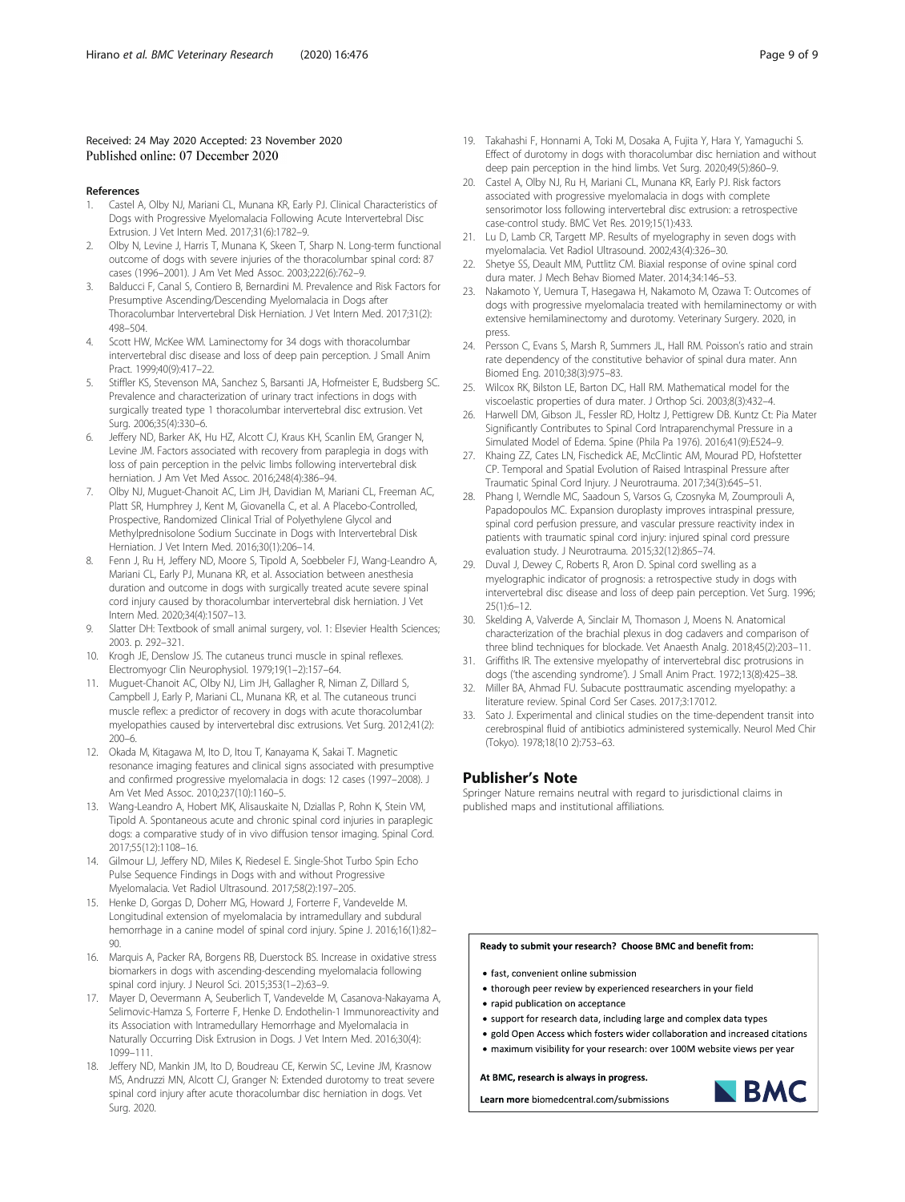Received: 24 May 2020 Accepted: 23 November 2020
Published online: 07 December 2020

## References

1. Castel A, Olby NJ, Mariani CL, Munana KR, Early PJ. Clinical Characteristics of Dogs with Progressive Myelomalacia Following Acute Intervertebral Disc Extrusion. J Vet Intern Med. 2017;31(6):1782–9.
2. Olby N, Levine J, Harris T, Munana K, Skeen T, Sharp N. Long-term functional outcome of dogs with severe injuries of the thoracolumbar spinal cord: 87 cases (1996–2001). J Am Vet Med Assoc. 2003;222(6):762–9.
3. Balducci F, Canal S, Contiero B, Bernardini M. Prevalence and Risk Factors for Presumptive Ascending/Descending Myelomalacia in Dogs after Thoracolumbar Intervertebral Disk Herniation. J Vet Intern Med. 2017;31(2): 498–504.
4. Scott HW, McKee WM. Laminectomy for 34 dogs with thoracolumbar intervertebral disc disease and loss of deep pain perception. J Small Anim Pract. 1999;40(9):417–22.
5. Stiffler KS, Stevenson MA, Sanchez S, Barsanti JA, Hofmeister E, Budsberg SC. Prevalence and characterization of urinary tract infections in dogs with surgically treated type 1 thoracolumbar intervertebral disc extrusion. Vet Surg. 2006;35(4):330–6.
6. Jeffery ND, Barker AK, Hu HZ, Alcott CJ, Kraus KH, Scanlin EM, Granger N, Levine JM. Factors associated with recovery from paraplegia in dogs with loss of pain perception in the pelvic limbs following intervertebral disk herniation. J Am Vet Med Assoc. 2016;248(4):386–94.
7. Olby NJ, Muguet-Chanoit AC, Lim JH, Davidian M, Mariani CL, Freeman AC, Platt SR, Humphrey J, Kent M, Giovanella C, et al. A Placebo-Controlled, Prospective, Randomized Clinical Trial of Polyethylene Glycol and Methylprednisolone Sodium Succinate in Dogs with Intervertebral Disk Herniation. J Vet Intern Med. 2016;30(1):206–14.
8. Fenn J, Ru H, Jeffery ND, Moore S, Tipold A, Soebbeler FJ, Wang-Leandro A, Mariani CL, Early PJ, Munana KR, et al. Association between anesthesia duration and outcome in dogs with surgically treated acute severe spinal cord injury caused by thoracolumbar intervertebral disk herniation. J Vet Intern Med. 2020;34(4):1507–13.
9. Slatter DH: Textbook of small animal surgery, vol. 1: Elsevier Health Sciences; 2003. p. 292–321.
10. Krogh JE, Denslow JS. The cutaneus trunci muscle in spinal reflexes. Electromyogr Clin Neurophysiol. 1979;19(1–2):157–64.
11. Muguet-Chanoit AC, Olby NJ, Lim JH, Gallagher R, Niman Z, Dillard S, Campbell J, Early P, Mariani CL, Munana KR, et al. The cutaneous trunci muscle reflex: a predictor of recovery in dogs with acute thoracolumbar myelopathies caused by intervertebral disc extrusions. Vet Surg. 2012;41(2): 200–6.
12. Okada M, Kitagawa M, Ito D, Itou T, Kanayama K, Sakai T. Magnetic resonance imaging features and clinical signs associated with presumptive and confirmed progressive myelomalacia in dogs: 12 cases (1997–2008). J Am Vet Med Assoc. 2010;237(10):1160–5.
13. Wang-Leandro A, Hobert MK, Alisauskaite N, Dziallas P, Rohn K, Stein VM, Tipold A. Spontaneous acute and chronic spinal cord injuries in paraplegic dogs: a comparative study of in vivo diffusion tensor imaging. Spinal Cord. 2017;55(12):1108–16.
14. Gilmour LJ, Jeffery ND, Miles K, Riedesel E. Single-Shot Turbo Spin Echo Pulse Sequence Findings in Dogs with and without Progressive Myelomalacia. Vet Radiol Ultrasound. 2017;58(2):197–205.
15. Henke D, Gorgas D, Doherr MG, Howard J, Forterre F, Vandevelde M. Longitudinal extension of myelomalacia by intramedullary and subdural hemorrhage in a canine model of spinal cord injury. Spine J. 2016;16(1):82–90.
16. Marquis A, Packer RA, Borgens RB, Duerstock BS. Increase in oxidative stress biomarkers in dogs with ascending-descending myelomalacia following spinal cord injury. J Neurol Sci. 2015;353(1–2):63–9.
17. Mayer D, Oevermann A, Seuberlich T, Vandevelde M, Casanova-Nakayama A, Selimovic-Hamza S, Forterre F, Henke D. Endothelin-1 Immunoreactivity and its Association with Intramedullary Hemorrhage and Myelomalacia in Naturally Occurring Disk Extrusion in Dogs. J Vet Intern Med. 2016;30(4): 1099–111.
18. Jeffery ND, Mankin JM, Ito D, Boudreau CE, Kerwin SC, Levine JM, Krasnow MS, Andruzzi MN, Alcott CJ, Granger N: Extended durotomy to treat severe spinal cord injury after acute thoracolumbar disc herniation in dogs. Vet Surg. 2020.
19. Takahashi F, Honnami A, Toki M, Dosaka A, Fujita Y, Hara Y, Yamaguchi S. Effect of durotomy in dogs with thoracolumbar disc herniation and without deep pain perception in the hind limbs. Vet Surg. 2020;49(5):860–9.
20. Castel A, Olby NJ, Ru H, Mariani CL, Munana KR, Early PJ. Risk factors associated with progressive myelomalacia in dogs with complete sensorimotor loss following intervertebral disc extrusion: a retrospective case-control study. BMC Vet Res. 2019;15(1):433.
21. Lu D, Lamb CR, Targett MP. Results of myelography in seven dogs with myelomalacia. Vet Radiol Ultrasound. 2002;43(4):326–30.
22. Shetye SS, Deault MM, Puttlitz CM. Biaxial response of ovine spinal cord dura mater. J Mech Behav Biomed Mater. 2014;34:146–53.
23. Nakamoto Y, Uemura T, Hasegawa H, Nakamoto M, Ozawa T: Outcomes of dogs with progressive myelomalacia treated with hemilaminectomy or with extensive hemilaminectomy and durotomy. Veterinary Surgery. 2020, in press.
24. Persson C, Evans S, Marsh R, Summers JL, Hall RM. Poisson's ratio and strain rate dependency of the constitutive behavior of spinal dura mater. Ann Biomed Eng. 2010;38(3):975–83.
25. Wilcox RK, Bilston LE, Barton DC, Hall RM. Mathematical model for the viscoelastic properties of dura mater. J Orthop Sci. 2003;8(3):432–4.
26. Harwell DM, Gibson JL, Fessler RD, Holtz J, Pettigrew DB. Kuntz Ct: Pia Mater Significantly Contributes to Spinal Cord Intraparenchymal Pressure in a Simulated Model of Edema. Spine (Phila Pa 1976). 2016;41(9):E524–9.
27. Khaing ZZ, Cates LN, Fischedick AE, McClintic AM, Mourad PD, Hofstetter CP. Temporal and Spatial Evolution of Raised Intraspinal Pressure after Traumatic Spinal Cord Injury. J Neurotrauma. 2017;34(3):645–51.
28. Phang I, Werndle MC, Saadoun S, Varsos G, Czosnyka M, Zoumprouli A, Papadopoulos MC. Expansion duroplasty improves intraspinal pressure, spinal cord perfusion pressure, and vascular pressure reactivity index in patients with traumatic spinal cord injury: injured spinal cord pressure evaluation study. J Neurotrauma. 2015;32(12):865–74.
29. Duval J, Dewey C, Roberts R, Aron D. Spinal cord swelling as a myelographic indicator of prognosis: a retrospective study in dogs with intervertebral disc disease and loss of deep pain perception. Vet Surg. 1996; 25(1):6–12.
30. Skelding A, Valverde A, Sinclair M, Thomason J, Moens N. Anatomical characterization of the brachial plexus in dog cadavers and comparison of three blind techniques for blockade. Vet Anaesth Analg. 2018;45(2):203–11.
31. Griffiths IR. The extensive myelopathy of intervertebral disc protrusions in dogs ('the ascending syndrome'). J Small Anim Pract. 1972;13(8):425–38.
32. Miller BA, Ahmad FU. Subacute posttraumatic ascending myelopathy: a literature review. Spinal Cord Ser Cases. 2017;3:17012.
33. Sato J. Experimental and clinical studies on the time-dependent transit into cerebrospinal fluid of antibiotics administered systemically. Neurol Med Chir (Tokyo). 1978;18(10 2):753–63.

## Publisher's Note

Springer Nature remains neutral with regard to jurisdictional claims in published maps and institutional affiliations.

**Ready to submit your research? Choose BMC and benefit from:**

- fast, convenient online submission
- thorough peer review by experienced researchers in your field
- rapid publication on acceptance
- support for research data, including large and complex data types
- gold Open Access which fosters wider collaboration and increased citations
- maximum visibility for your research: over 100M website views per year

**At BMC, research is always in progress.**

**Learn more** biomedcentral.com/submissions

BMC